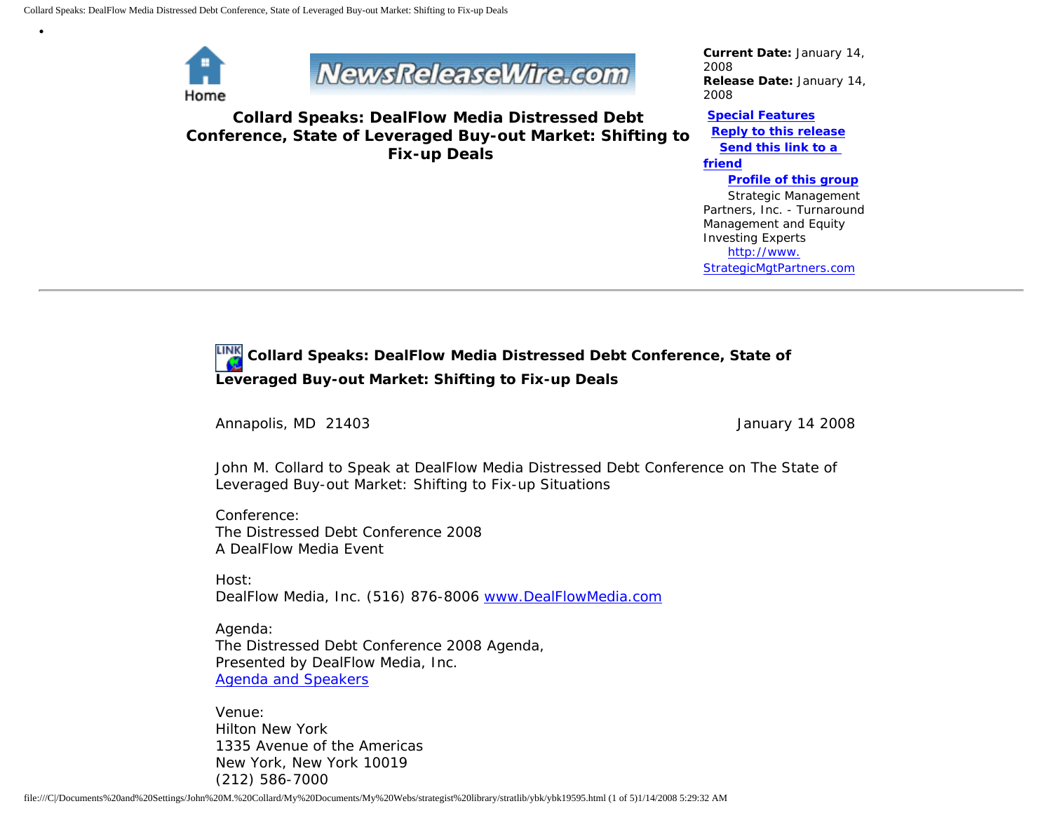Home

NewsReleaseWire.com

**Collard Speaks: DealFlow Media Distressed Debt Conference, State of Leveraged Buy-out Market: Shifting to Fix-up Deals**

**Current Date:** January 14, 2008
**Release Date:** January 14, 2008

**Special Features**
**Reply to this release**
**Send this link to a friend**
**Profile of this group**

Strategic Management Partners, Inc. - Turnaround Management and Equity Investing Experts
http://www.StrategicMgtPartners.com

---

## Collard Speaks: DealFlow Media Distressed Debt Conference, State of Leveraged Buy-out Market: Shifting to Fix-up Deals

Annapolis, MD 21403 January 14 2008

John M. Collard to Speak at DealFlow Media Distressed Debt Conference on The State of Leveraged Buy-out Market: Shifting to Fix-up Situations

Conference:
The Distressed Debt Conference 2008
A DealFlow Media Event

Host:
DealFlow Media, Inc. (516) 876-8006 www.DealFlowMedia.com

Agenda:
The Distressed Debt Conference 2008 Agenda,
Presented by DealFlow Media, Inc.
Agenda and Speakers

Venue:
Hilton New York
1335 Avenue of the Americas
New York, New York 10019
(212) 586-7000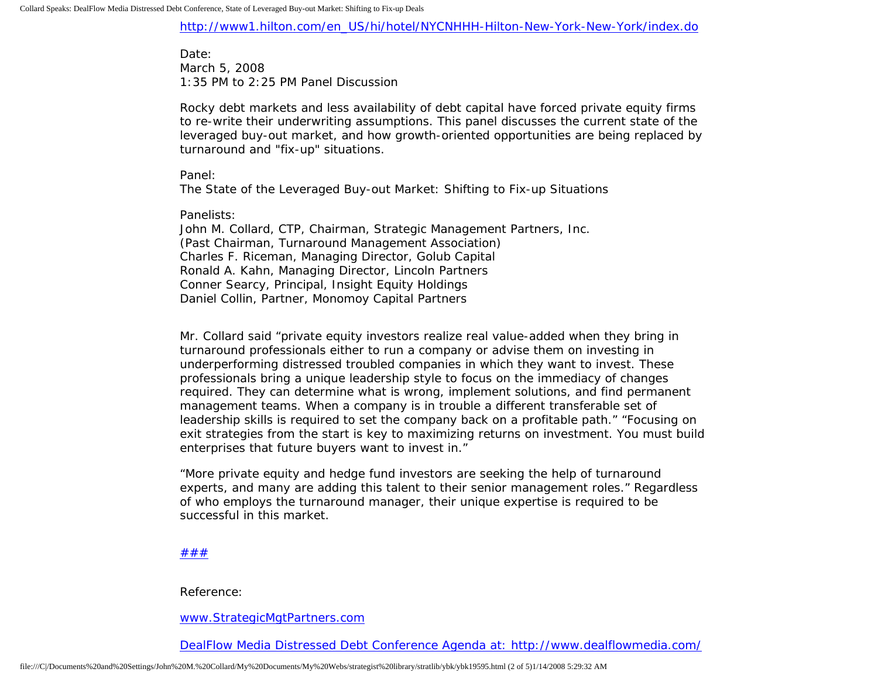http://www1.hilton.com/en_US/hi/hotel/NYCNHHH-Hilton-New-York-New-York/index.do

Date:
March 5, 2008
1:35 PM to 2:25 PM Panel Discussion

Rocky debt markets and less availability of debt capital have forced private equity firms to re-write their underwriting assumptions. This panel discusses the current state of the leveraged buy-out market, and how growth-oriented opportunities are being replaced by turnaround and "fix-up" situations.

Panel:
The State of the Leveraged Buy-out Market: Shifting to Fix-up Situations

Panelists:
John M. Collard, CTP, Chairman, Strategic Management Partners, Inc.
(Past Chairman, Turnaround Management Association)
Charles F. Riceman, Managing Director, Golub Capital
Ronald A. Kahn, Managing Director, Lincoln Partners
Conner Searcy, Principal, Insight Equity Holdings
Daniel Collin, Partner, Monomoy Capital Partners

Mr. Collard said “private equity investors realize real value-added when they bring in turnaround professionals either to run a company or advise them on investing in underperforming distressed troubled companies in which they want to invest. These professionals bring a unique leadership style to focus on the immediacy of changes required. They can determine what is wrong, implement solutions, and find permanent management teams. When a company is in trouble a different transferable set of leadership skills is required to set the company back on a profitable path.” “Focusing on exit strategies from the start is key to maximizing returns on investment. You must build enterprises that future buyers want to invest in.”

“More private equity and hedge fund investors are seeking the help of turnaround experts, and many are adding this talent to their senior management roles.” Regardless of who employs the turnaround manager, their unique expertise is required to be successful in this market.

###

Reference:

www.StrategicMgtPartners.com

DealFlow Media Distressed Debt Conference Agenda at: http://www.dealflowmedia.com/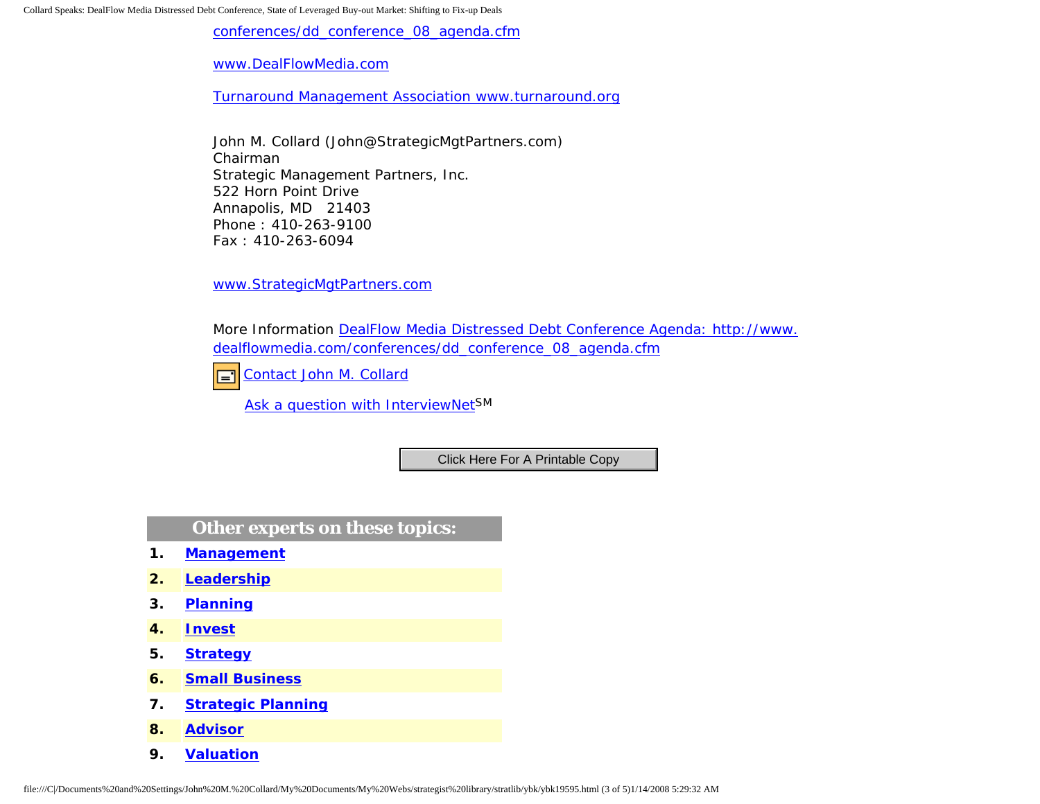conferences/dd_conference_08_agenda.cfm

www.DealFlowMedia.com

Turnaround Management Association www.turnaround.org

John M. Collard (John@StrategicMgtPartners.com)
Chairman
Strategic Management Partners, Inc.
522 Horn Point Drive
Annapolis, MD 21403
Phone : 410-263-9100
Fax : 410-263-6094

www.StrategicMgtPartners.com

More Information DealFlow Media Distressed Debt Conference Agenda: http://www.dealflowmedia.com/conferences/dd_conference_08_agenda.cfm

Contact John M. Collard

Ask a question with InterviewNet[SM]

Click Here For A Printable Copy

## Other experts on these topics:

1. **Management**
2. **Leadership**
3. **Planning**
4. **Invest**
5. **Strategy**
6. **Small Business**
7. **Strategic Planning**
8. **Advisor**
9. **Valuation**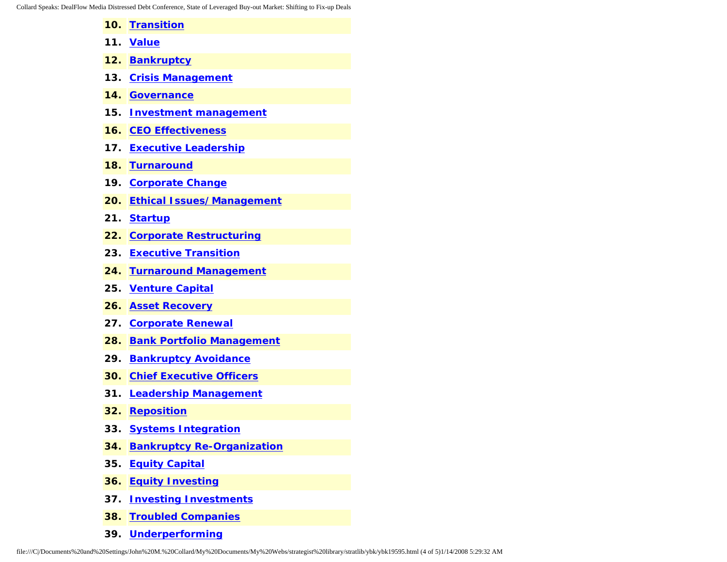10. **Transition**
11. **Value**
12. **Bankruptcy**
13. **Crisis Management**
14. **Governance**
15. **Investment management**
16. **CEO Effectiveness**
17. **Executive Leadership**
18. **Turnaround**
19. **Corporate Change**
20. **Ethical Issues/ Management**
21. **Startup**
22. **Corporate Restructuring**
23. **Executive Transition**
24. **Turnaround Management**
25. **Venture Capital**
26. **Asset Recovery**
27. **Corporate Renewal**
28. **Bank Portfolio Management**
29. **Bankruptcy Avoidance**
30. **Chief Executive Officers**
31. **Leadership Management**
32. **Reposition**
33. **Systems Integration**
34. **Bankruptcy Re-Organization**
35. **Equity Capital**
36. **Equity Investing**
37. **Investing Investments**
38. **Troubled Companies**
39. **Underperforming**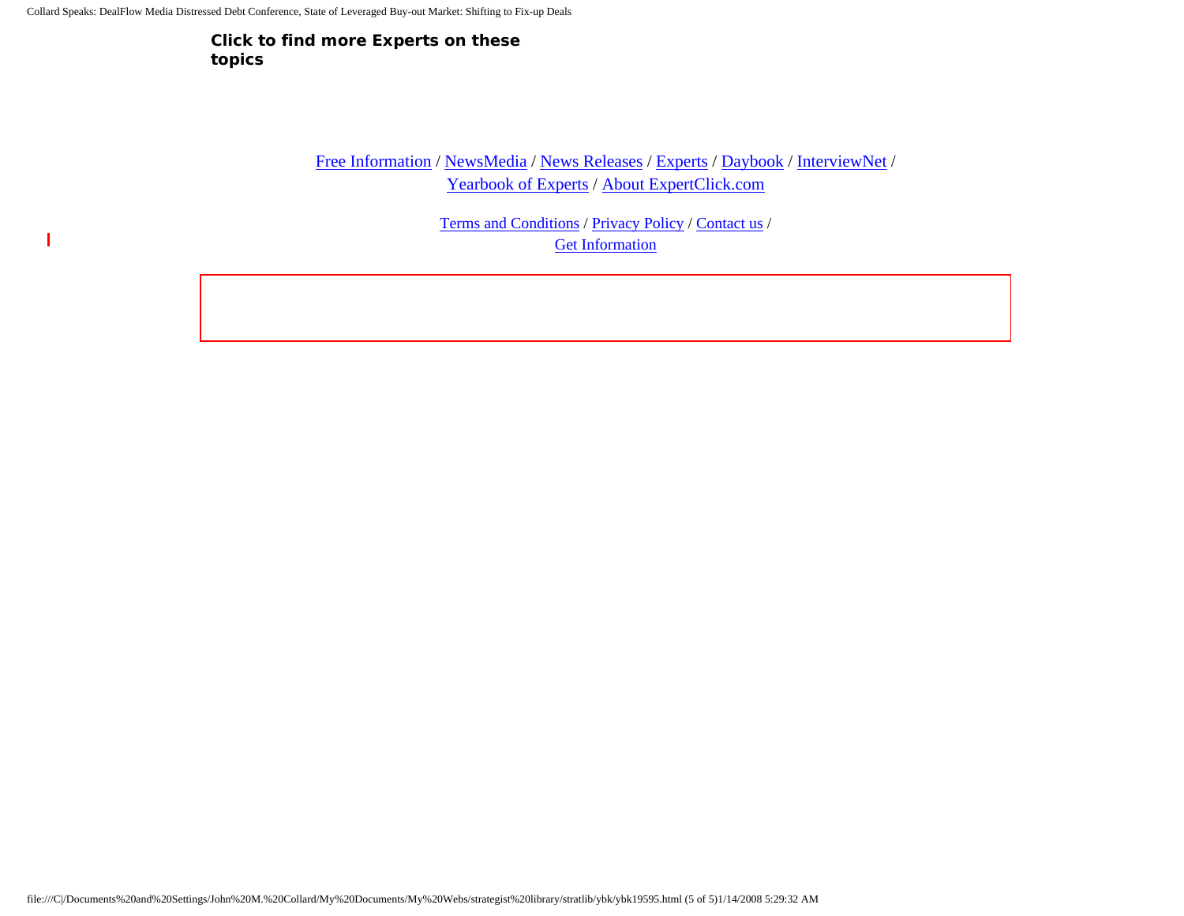**Click to find more Experts on these topics**

Free Information / NewsMedia / News Releases / Experts / Daybook / InterviewNet / Yearbook of Experts / About ExpertClick.com

Terms and Conditions / Privacy Policy / Contact us / Get Information